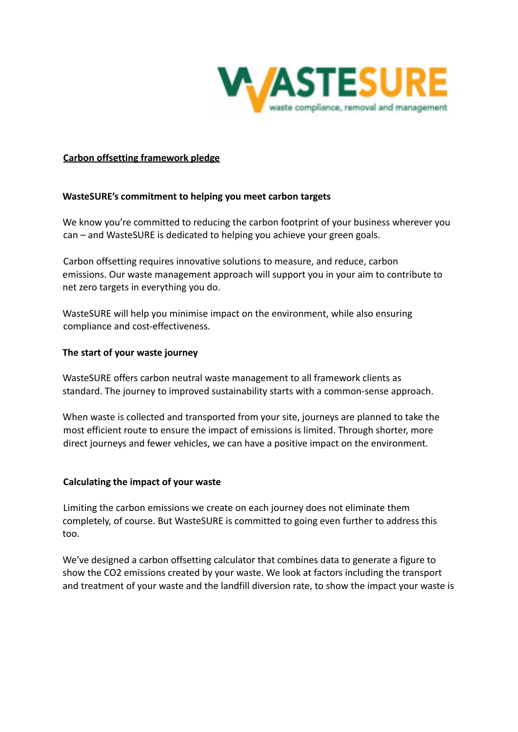**Carbon offsetting framework pledge**

**WasteSURE's commitment to helping you meet carbon targets**

We know you're committed to reducing the carbon footprint of your business wherever you can – and WasteSURE is dedicated to helping you achieve your green goals.

Carbon offsetting requires innovative solutions to measure, and reduce, carbon emissions. Our waste management approach will support you in your aim to contribute to net zero targets in everything you do.

WasteSURE will help you minimise impact on the environment, while also ensuring compliance and cost-effectiveness.

**The start of your waste journey**

WasteSURE offers carbon neutral waste management to all framework clients as standard. The journey to improved sustainability starts with a common-sense approach.

When waste is collected and transported from your site, journeys are planned to take the most efficient route to ensure the impact of emissions is limited. Through shorter, more direct journeys and fewer vehicles, we can have a positive impact on the environment.

**Calculating the impact of your waste**

Limiting the carbon emissions we create on each journey does not eliminate them completely, of course. But WasteSURE is committed to going even further to address this too.

We've designed a carbon offsetting calculator that combines data to generate a figure to show the $CO_2$ emissions created by your waste. We look at factors including the transport and treatment of your waste and the landfill diversion rate, to show the impact your waste is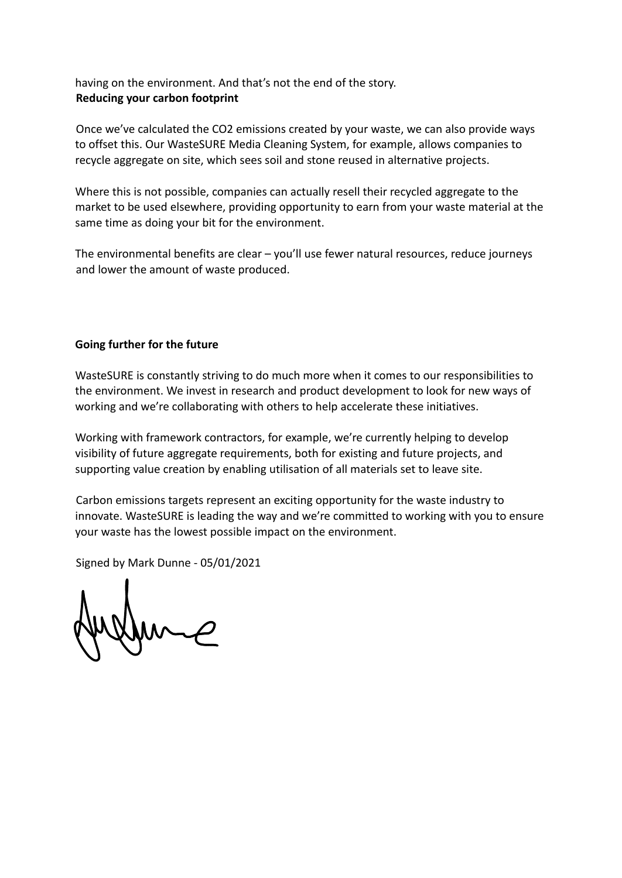having on the environment. And that's not the end of the story.

**Reducing your carbon footprint**

Once we've calculated the $CO_2$ emissions created by your waste, we can also provide ways to offset this. Our WasteSURE Media Cleaning System, for example, allows companies to recycle aggregate on site, which sees soil and stone reused in alternative projects.

Where this is not possible, companies can actually resell their recycled aggregate to the market to be used elsewhere, providing opportunity to earn from your waste material at the same time as doing your bit for the environment.

The environmental benefits are clear – you'll use fewer natural resources, reduce journeys and lower the amount of waste produced.

**Going further for the future**

WasteSURE is constantly striving to do much more when it comes to our responsibilities to the environment. We invest in research and product development to look for new ways of working and we're collaborating with others to help accelerate these initiatives.

Working with framework contractors, for example, we're currently helping to develop visibility of future aggregate requirements, both for existing and future projects, and supporting value creation by enabling utilisation of all materials set to leave site.

Carbon emissions targets represent an exciting opportunity for the waste industry to innovate. WasteSURE is leading the way and we're committed to working with you to ensure your waste has the lowest possible impact on the environment.

Signed by Mark Dunne - 05/01/2021